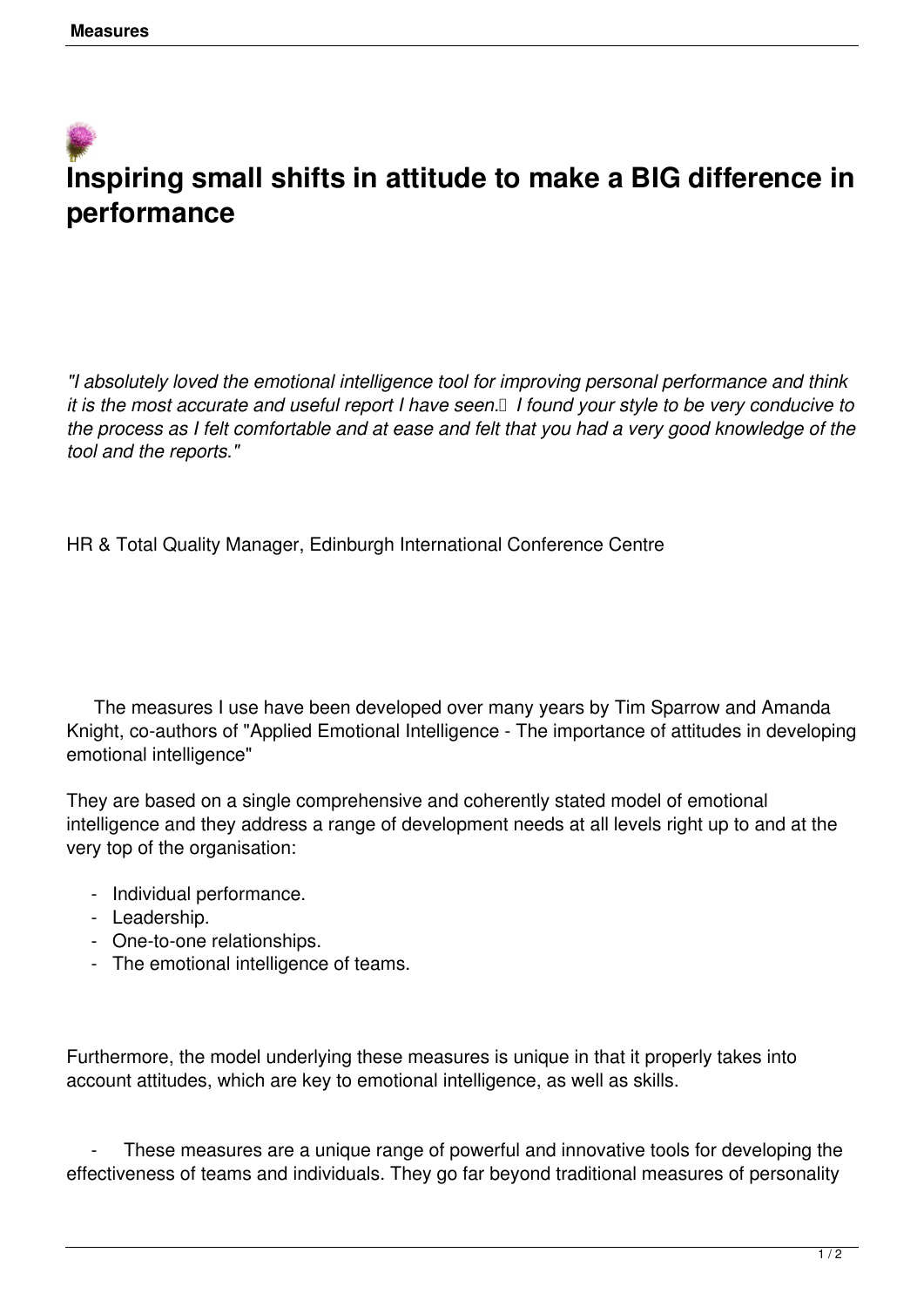# Inspiring small shifts in attitude to make a BIG difference in performance

*"I absolutely loved the emotional intelligence tool for improving personal performance and think it is the most accurate and useful report I have seen.  I found your style to be very conducive to the process as I felt comfortable and at ease and felt that you had a very good knowledge of the tool and the reports."*

HR & Total Quality Manager, Edinburgh International Conference Centre

The measures I use have been developed over many years by Tim Sparrow and Amanda Knight, co-authors of "Applied Emotional Intelligence - The importance of attitudes in developing emotional intelligence"

They are based on a single comprehensive and coherently stated model of emotional intelligence and they address a range of development needs at all levels right up to and at the very top of the organisation:

- Individual performance.
- Leadership.
- One-to-one relationships.
- The emotional intelligence of teams.

Furthermore, the model underlying these measures is unique in that it properly takes into account attitudes, which are key to emotional intelligence, as well as skills.

- These measures are a unique range of powerful and innovative tools for developing the effectiveness of teams and individuals. They go far beyond traditional measures of personality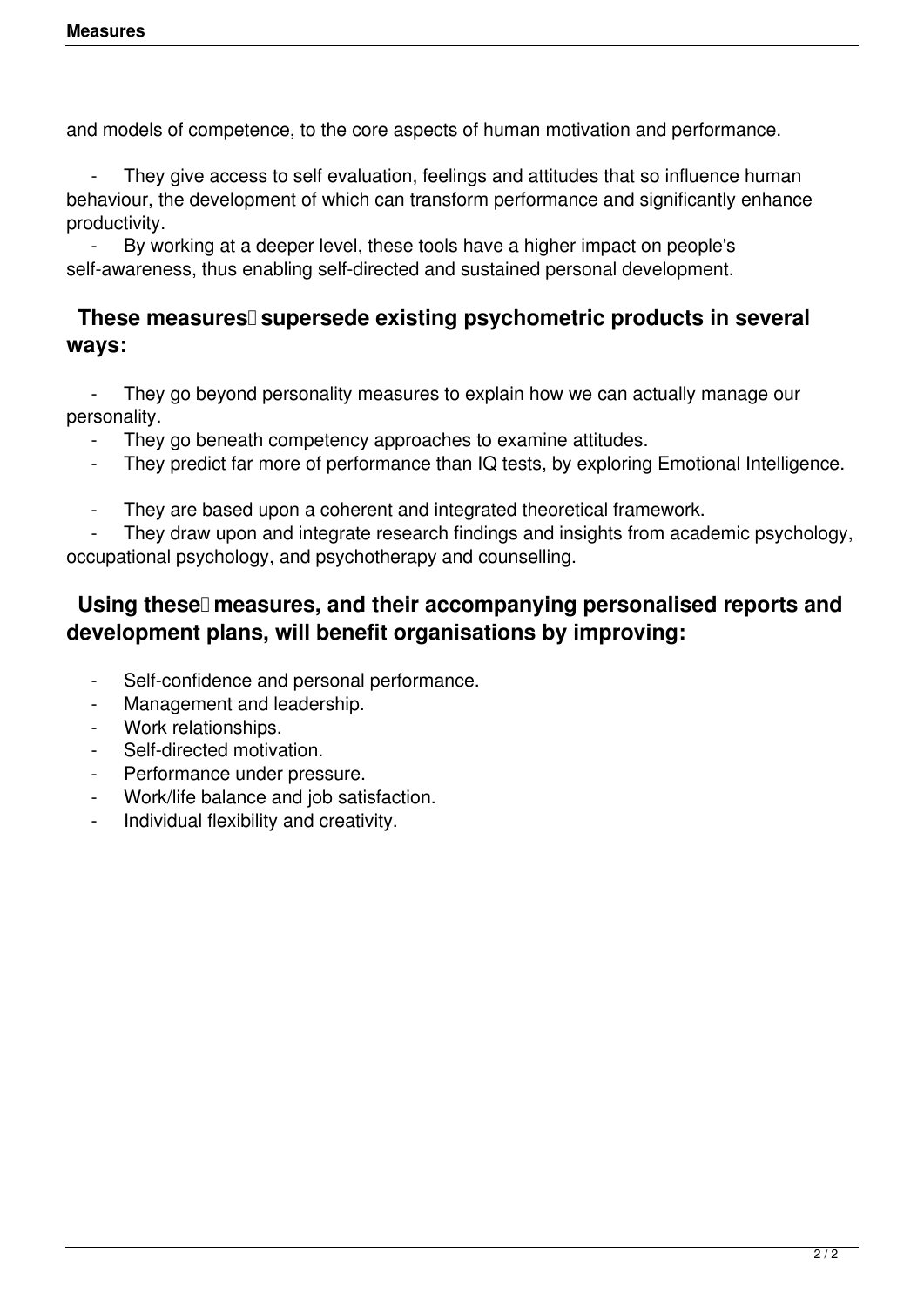and models of competence, to the core aspects of human motivation and performance.

- They give access to self evaluation, feelings and attitudes that so influence human behaviour, the development of which can transform performance and significantly enhance productivity.
- By working at a deeper level, these tools have a higher impact on people's self-awareness, thus enabling self-directed and sustained personal development.

## These measures supersede existing psychometric products in several ways:

- They go beyond personality measures to explain how we can actually manage our personality.
- They go beneath competency approaches to examine attitudes.
- They predict far more of performance than IQ tests, by exploring Emotional Intelligence.
- They are based upon a coherent and integrated theoretical framework.
- They draw upon and integrate research findings and insights from academic psychology, occupational psychology, and psychotherapy and counselling.

## Using these measures, and their accompanying personalised reports and development plans, will benefit organisations by improving:

- Self-confidence and personal performance.
- Management and leadership.
- Work relationships.
- Self-directed motivation.
- Performance under pressure.
- Work/life balance and job satisfaction.
- Individual flexibility and creativity.